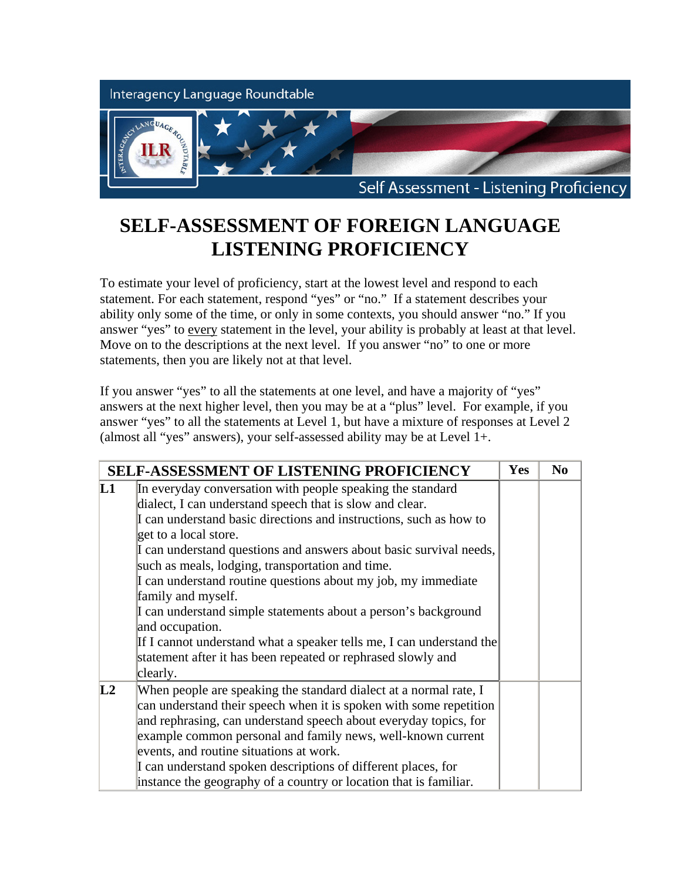Interagency Language Roundtable

Self Assessment - Listening Proficiency

# SELF-ASSESSMENT OF FOREIGN LANGUAGE LISTENING PROFICIENCY

To estimate your level of proficiency, start at the lowest level and respond to each statement. For each statement, respond "yes" or "no." If a statement describes your ability only some of the time, or only in some contexts, you should answer "no." If you answer "yes" to every statement in the level, your ability is probably at least at that level. Move on to the descriptions at the next level. If you answer "no" to one or more statements, then you are likely not at that level.

If you answer "yes" to all the statements at one level, and have a majority of "yes" answers at the next higher level, then you may be at a "plus" level. For example, if you answer "yes" to all the statements at Level 1, but have a mixture of responses at Level 2 (almost all "yes" answers), your self-assessed ability may be at Level 1+.

| SELF-ASSESSMENT OF LISTENING PROFICIENCY | | Yes | No |
|---|---|---|---|
| **L1** | In everyday conversation with people speaking the standard dialect, I can understand speech that is slow and clear.<br>I can understand basic directions and instructions, such as how to get to a local store.<br>I can understand questions and answers about basic survival needs, such as meals, lodging, transportation and time.<br>I can understand routine questions about my job, my immediate family and myself.<br>I can understand simple statements about a person's background and occupation.<br>If I cannot understand what a speaker tells me, I can understand the statement after it has been repeated or rephrased slowly and clearly. | | |
| **L2** | When people are speaking the standard dialect at a normal rate, I can understand their speech when it is spoken with some repetition and rephrasing, can understand speech about everyday topics, for example common personal and family news, well-known current events, and routine situations at work.<br>I can understand spoken descriptions of different places, for instance the geography of a country or location that is familiar. | | |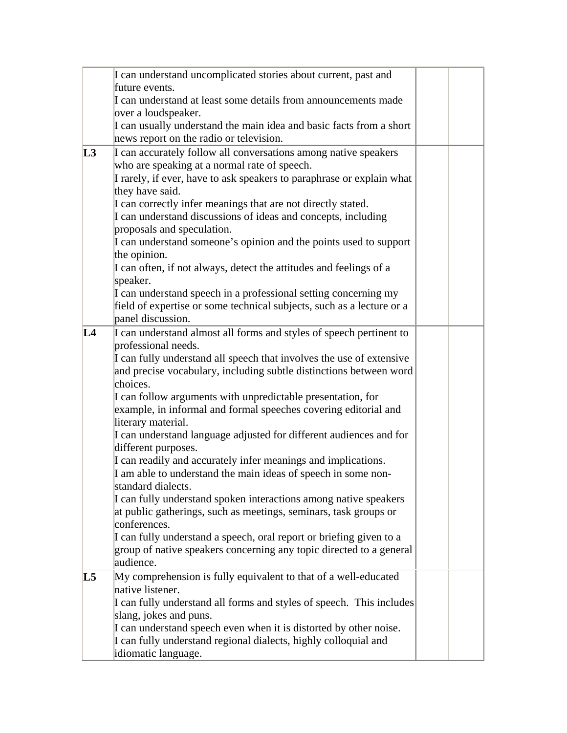| | | | |
|---|---|---|---|
| | I can understand uncomplicated stories about current, past and future events.<br>I can understand at least some details from announcements made over a loudspeaker.<br>I can usually understand the main idea and basic facts from a short news report on the radio or television. | | |
| **L3** | I can accurately follow all conversations among native speakers who are speaking at a normal rate of speech.<br>I rarely, if ever, have to ask speakers to paraphrase or explain what they have said.<br>I can correctly infer meanings that are not directly stated.<br>I can understand discussions of ideas and concepts, including proposals and speculation.<br>I can understand someone's opinion and the points used to support the opinion.<br>I can often, if not always, detect the attitudes and feelings of a speaker.<br>I can understand speech in a professional setting concerning my field of expertise or some technical subjects, such as a lecture or a panel discussion. | | |
| **L4** | I can understand almost all forms and styles of speech pertinent to professional needs.<br>I can fully understand all speech that involves the use of extensive and precise vocabulary, including subtle distinctions between word choices.<br>I can follow arguments with unpredictable presentation, for example, in informal and formal speeches covering editorial and literary material.<br>I can understand language adjusted for different audiences and for different purposes.<br>I can readily and accurately infer meanings and implications.<br>I am able to understand the main ideas of speech in some non-standard dialects.<br>I can fully understand spoken interactions among native speakers at public gatherings, such as meetings, seminars, task groups or conferences.<br>I can fully understand a speech, oral report or briefing given to a group of native speakers concerning any topic directed to a general audience. | | |
| **L5** | My comprehension is fully equivalent to that of a well-educated native listener.<br>I can fully understand all forms and styles of speech. This includes slang, jokes and puns.<br>I can understand speech even when it is distorted by other noise.<br>I can fully understand regional dialects, highly colloquial and idiomatic language. | | |